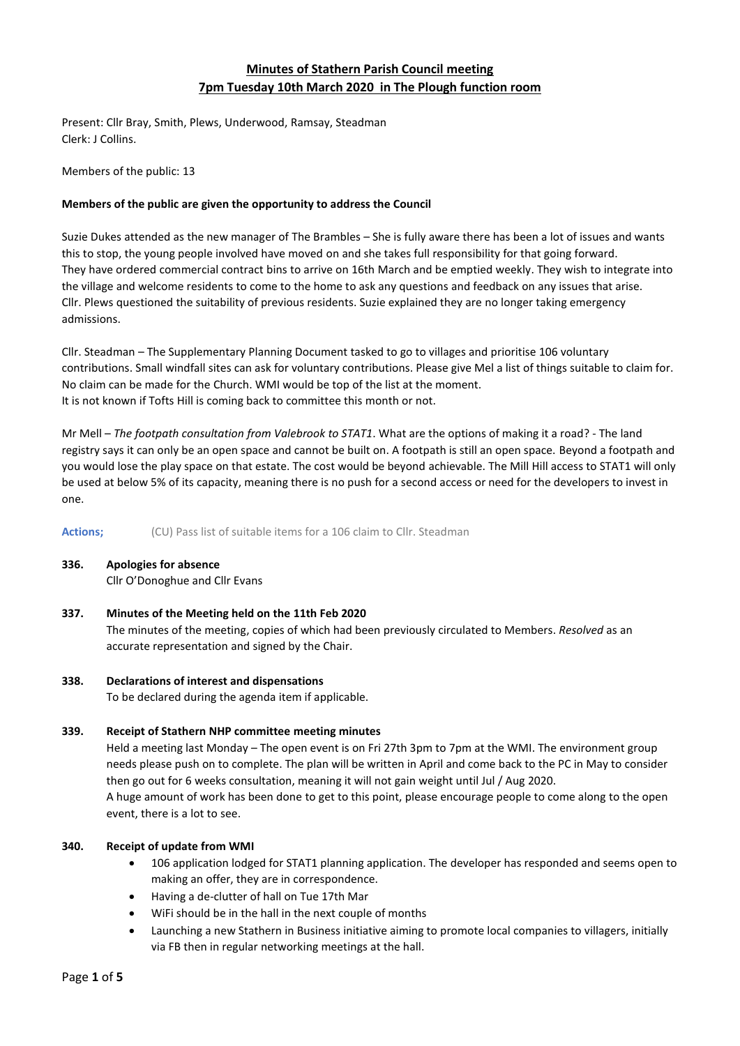# Minutes of Stathern Parish Council meeting

## 7pm Tuesday 10th March 2020 in The Plough function room

Present: Cllr Bray, Smith, Plews, Underwood, Ramsay, Steadman
Clerk: J Collins.

Members of the public: 13

**Members of the public are given the opportunity to address the Council**

Suzie Dukes attended as the new manager of The Brambles – She is fully aware there has been a lot of issues and wants this to stop, the young people involved have moved on and she takes full responsibility for that going forward. They have ordered commercial contract bins to arrive on 16th March and be emptied weekly. They wish to integrate into the village and welcome residents to come to the home to ask any questions and feedback on any issues that arise. Cllr. Plews questioned the suitability of previous residents. Suzie explained they are no longer taking emergency admissions.

Cllr. Steadman – The Supplementary Planning Document tasked to go to villages and prioritise 106 voluntary contributions. Small windfall sites can ask for voluntary contributions. Please give Mel a list of things suitable to claim for. No claim can be made for the Church. WMI would be top of the list at the moment.
It is not known if Tofts Hill is coming back to committee this month or not.

Mr Mell – *The footpath consultation from Valebrook to STAT1*. What are the options of making it a road? - The land registry says it can only be an open space and cannot be built on. A footpath is still an open space. Beyond a footpath and you would lose the play space on that estate. The cost would be beyond achievable. The Mill Hill access to STAT1 will only be used at below 5% of its capacity, meaning there is no push for a second access or need for the developers to invest in one.

**Actions;** (CU) Pass list of suitable items for a 106 claim to Cllr. Steadman

**336. Apologies for absence**

Cllr O'Donoghue and Cllr Evans

**337. Minutes of the Meeting held on the 11th Feb 2020**

The minutes of the meeting, copies of which had been previously circulated to Members. *Resolved* as an accurate representation and signed by the Chair.

**338. Declarations of interest and dispensations**

To be declared during the agenda item if applicable.

**339. Receipt of Stathern NHP committee meeting minutes**

Held a meeting last Monday – The open event is on Fri 27th 3pm to 7pm at the WMI. The environment group needs please push on to complete. The plan will be written in April and come back to the PC in May to consider then go out for 6 weeks consultation, meaning it will not gain weight until Jul / Aug 2020.
A huge amount of work has been done to get to this point, please encourage people to come along to the open event, there is a lot to see.

**340. Receipt of update from WMI**

- 106 application lodged for STAT1 planning application. The developer has responded and seems open to making an offer, they are in correspondence.
- Having a de-clutter of hall on Tue 17th Mar
- WiFi should be in the hall in the next couple of months
- Launching a new Stathern in Business initiative aiming to promote local companies to villagers, initially via FB then in regular networking meetings at the hall.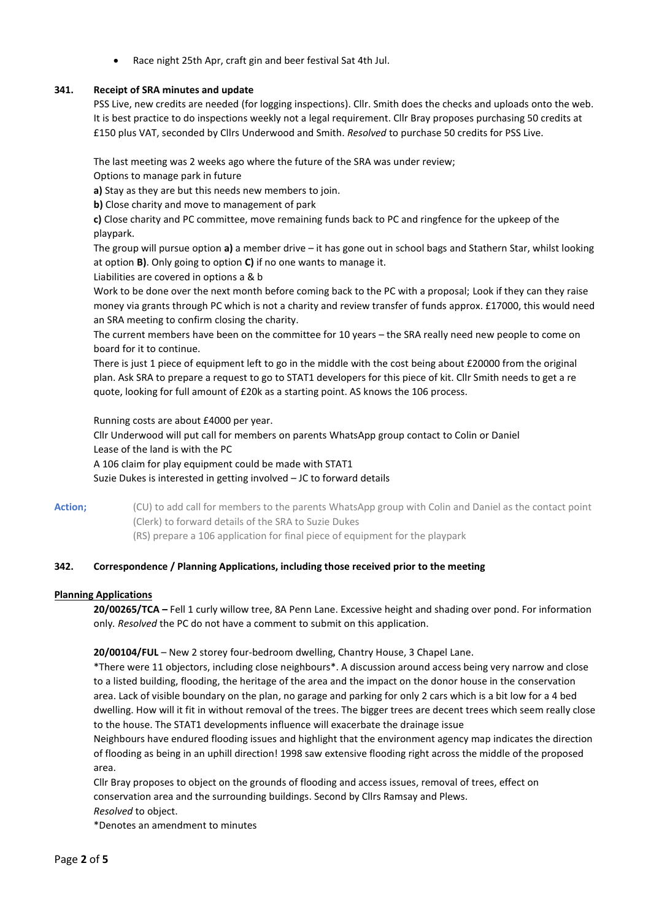- Race night 25th Apr, craft gin and beer festival Sat 4th Jul.

**341. Receipt of SRA minutes and update**

PSS Live, new credits are needed (for logging inspections). Cllr. Smith does the checks and uploads onto the web. It is best practice to do inspections weekly not a legal requirement. Cllr Bray proposes purchasing 50 credits at £150 plus VAT, seconded by Cllrs Underwood and Smith. *Resolved* to purchase 50 credits for PSS Live.

The last meeting was 2 weeks ago where the future of the SRA was under review;
Options to manage park in future
**a)** Stay as they are but this needs new members to join.
**b)** Close charity and move to management of park
**c)** Close charity and PC committee, move remaining funds back to PC and ringfence for the upkeep of the playpark.
The group will pursue option **a)** a member drive – it has gone out in school bags and Stathern Star, whilst looking at option **B)**. Only going to option **C)** if no one wants to manage it.
Liabilities are covered in options a & b
Work to be done over the next month before coming back to the PC with a proposal; Look if they can they raise money via grants through PC which is not a charity and review transfer of funds approx. £17000, this would need an SRA meeting to confirm closing the charity.
The current members have been on the committee for 10 years – the SRA really need new people to come on board for it to continue.
There is just 1 piece of equipment left to go in the middle with the cost being about £20000 from the original plan. Ask SRA to prepare a request to go to STAT1 developers for this piece of kit. Cllr Smith needs to get a re quote, looking for full amount of £20k as a starting point. AS knows the 106 process.

Running costs are about £4000 per year.
Cllr Underwood will put call for members on parents WhatsApp group contact to Colin or Daniel
Lease of the land is with the PC
A 106 claim for play equipment could be made with STAT1
Suzie Dukes is interested in getting involved – JC to forward details

**Action;** (CU) to add call for members to the parents WhatsApp group with Colin and Daniel as the contact point
(Clerk) to forward details of the SRA to Suzie Dukes
(RS) prepare a 106 application for final piece of equipment for the playpark

**342. Correspondence / Planning Applications, including those received prior to the meeting**

**Planning Applications**

**20/00265/TCA –** Fell 1 curly willow tree, 8A Penn Lane. Excessive height and shading over pond. For information only. *Resolved* the PC do not have a comment to submit on this application.

**20/00104/FUL** – New 2 storey four-bedroom dwelling, Chantry House, 3 Chapel Lane.
*There were 11 objectors, including close neighbours*. A discussion around access being very narrow and close to a listed building, flooding, the heritage of the area and the impact on the donor house in the conservation area. Lack of visible boundary on the plan, no garage and parking for only 2 cars which is a bit low for a 4 bed dwelling. How will it fit in without removal of the trees. The bigger trees are decent trees which seem really close to the house. The STAT1 developments influence will exacerbate the drainage issue
Neighbours have endured flooding issues and highlight that the environment agency map indicates the direction of flooding as being in an uphill direction! 1998 saw extensive flooding right across the middle of the proposed area.
Cllr Bray proposes to object on the grounds of flooding and access issues, removal of trees, effect on conservation area and the surrounding buildings. Second by Cllrs Ramsay and Plews.
*Resolved* to object.
*Denotes an amendment to minutes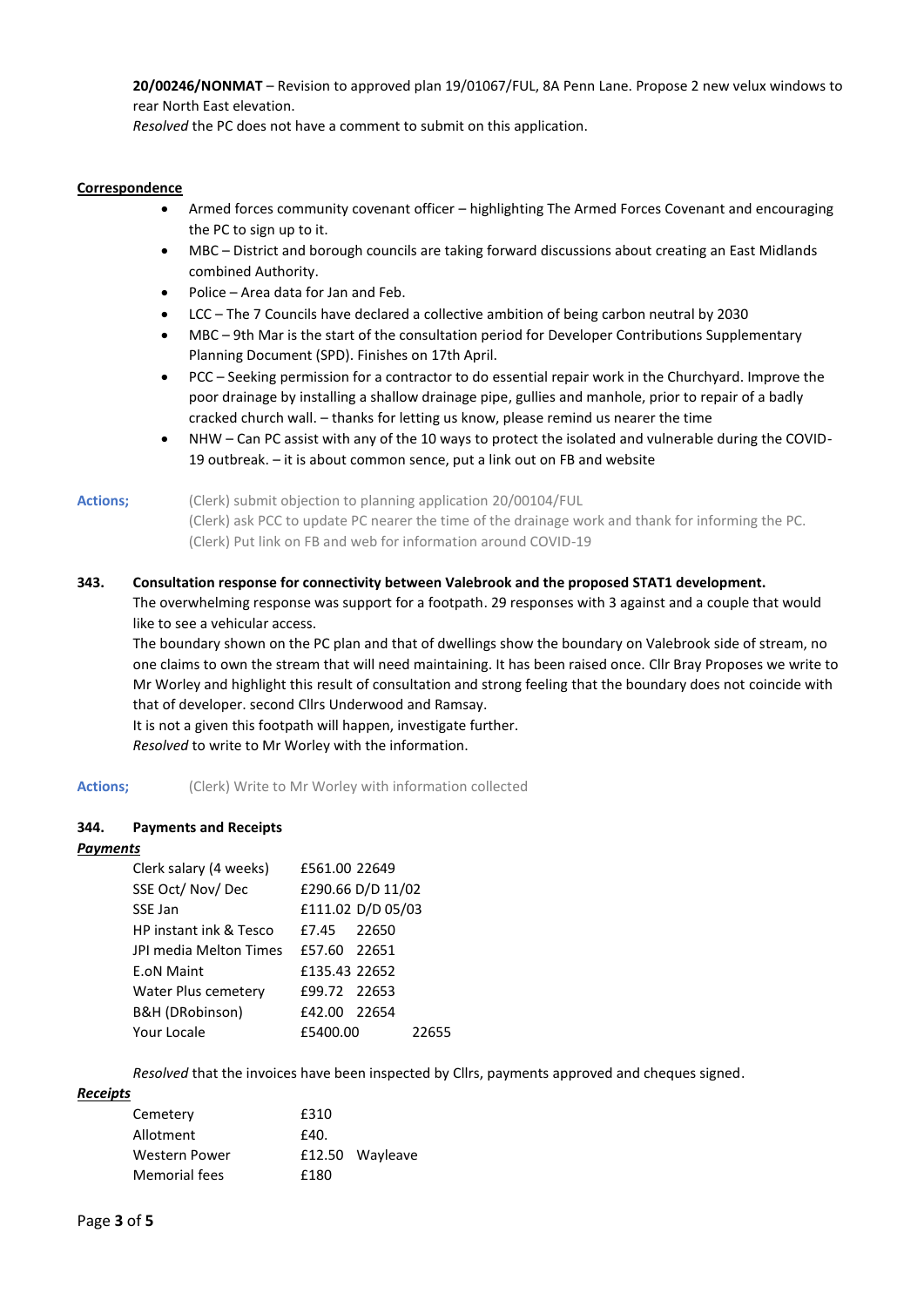**20/00246/NONMAT** – Revision to approved plan 19/01067/FUL, 8A Penn Lane. Propose 2 new velux windows to rear North East elevation.

*Resolved* the PC does not have a comment to submit on this application.

**Correspondence**

- Armed forces community covenant officer – highlighting The Armed Forces Covenant and encouraging the PC to sign up to it.
- MBC – District and borough councils are taking forward discussions about creating an East Midlands combined Authority.
- Police – Area data for Jan and Feb.
- LCC – The 7 Councils have declared a collective ambition of being carbon neutral by 2030
- MBC – 9th Mar is the start of the consultation period for Developer Contributions Supplementary Planning Document (SPD). Finishes on 17th April.
- PCC – Seeking permission for a contractor to do essential repair work in the Churchyard. Improve the poor drainage by installing a shallow drainage pipe, gullies and manhole, prior to repair of a badly cracked church wall. – thanks for letting us know, please remind us nearer the time
- NHW – Can PC assist with any of the 10 ways to protect the isolated and vulnerable during the COVID-19 outbreak. – it is about common sence, put a link out on FB and website

**Actions;** (Clerk) submit objection to planning application 20/00104/FUL
(Clerk) ask PCC to update PC nearer the time of the drainage work and thank for informing the PC.
(Clerk) Put link on FB and web for information around COVID-19

**343. Consultation response for connectivity between Valebrook and the proposed STAT1 development.**

The overwhelming response was support for a footpath. 29 responses with 3 against and a couple that would like to see a vehicular access.

The boundary shown on the PC plan and that of dwellings show the boundary on Valebrook side of stream, no one claims to own the stream that will need maintaining. It has been raised once. Cllr Bray Proposes we write to Mr Worley and highlight this result of consultation and strong feeling that the boundary does not coincide with that of developer. second Cllrs Underwood and Ramsay.

It is not a given this footpath will happen, investigate further.

*Resolved* to write to Mr Worley with the information.

**Actions;** (Clerk) Write to Mr Worley with information collected

**344. Payments and Receipts**

***Payments***

| | | |
|---|---|---|
| Clerk salary (4 weeks) | £561.00 | 22649 |
| SSE Oct/ Nov/ Dec | £290.66 | D/D 11/02 |
| SSE Jan | £111.02 | D/D 05/03 |
| HP instant ink & Tesco | £7.45 | 22650 |
| JPI media Melton Times | £57.60 | 22651 |
| E.oN Maint | £135.43 | 22652 |
| Water Plus cemetery | £99.72 | 22653 |
| B&H (DRobinson) | £42.00 | 22654 |
| Your Locale | £5400.00 | 22655 |

*Resolved* that the invoices have been inspected by Cllrs, payments approved and cheques signed.

***Receipts***

| | | |
|---|---|---|
| Cemetery | £310 | |
| Allotment | £40. | |
| Western Power | £12.50 | Wayleave |
| Memorial fees | £180 | |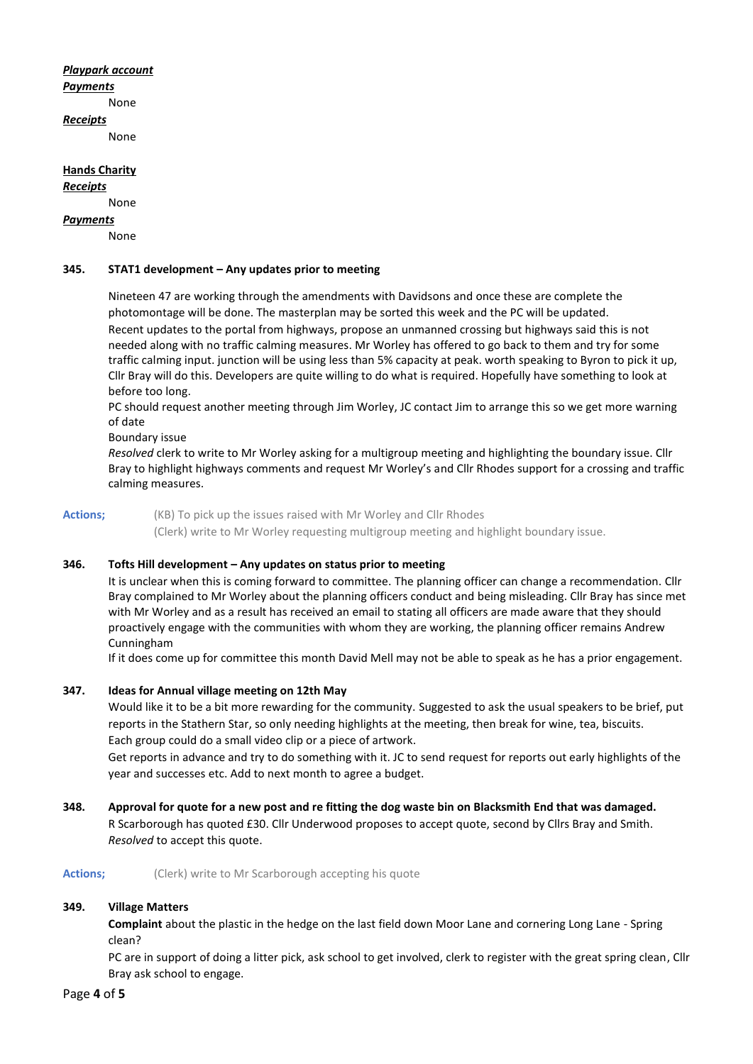***Playpark account***

***Payments***

None

***Receipts***

None

**Hands Charity**

***Receipts***

None

***Payments***

None

**345. STAT1 development – Any updates prior to meeting**

Nineteen 47 are working through the amendments with Davidsons and once these are complete the photomontage will be done. The masterplan may be sorted this week and the PC will be updated.
Recent updates to the portal from highways, propose an unmanned crossing but highways said this is not needed along with no traffic calming measures. Mr Worley has offered to go back to them and try for some traffic calming input. junction will be using less than 5% capacity at peak. worth speaking to Byron to pick it up, Cllr Bray will do this. Developers are quite willing to do what is required. Hopefully have something to look at before too long.
PC should request another meeting through Jim Worley, JC contact Jim to arrange this so we get more warning of date
Boundary issue
*Resolved* clerk to write to Mr Worley asking for a multigroup meeting and highlighting the boundary issue. Cllr Bray to highlight highways comments and request Mr Worley's and Cllr Rhodes support for a crossing and traffic calming measures.

**Actions;** (KB) To pick up the issues raised with Mr Worley and Cllr Rhodes
(Clerk) write to Mr Worley requesting multigroup meeting and highlight boundary issue.

**346. Tofts Hill development – Any updates on status prior to meeting**

It is unclear when this is coming forward to committee. The planning officer can change a recommendation. Cllr Bray complained to Mr Worley about the planning officers conduct and being misleading. Cllr Bray has since met with Mr Worley and as a result has received an email to stating all officers are made aware that they should proactively engage with the communities with whom they are working, the planning officer remains Andrew Cunningham
If it does come up for committee this month David Mell may not be able to speak as he has a prior engagement.

**347. Ideas for Annual village meeting on 12th May**

Would like it to be a bit more rewarding for the community. Suggested to ask the usual speakers to be brief, put reports in the Stathern Star, so only needing highlights at the meeting, then break for wine, tea, biscuits.
Each group could do a small video clip or a piece of artwork.
Get reports in advance and try to do something with it. JC to send request for reports out early highlights of the year and successes etc. Add to next month to agree a budget.

**348. Approval for quote for a new post and re fitting the dog waste bin on Blacksmith End that was damaged.**

R Scarborough has quoted £30. Cllr Underwood proposes to accept quote, second by Cllrs Bray and Smith.
*Resolved* to accept this quote.

**Actions;** (Clerk) write to Mr Scarborough accepting his quote

**349. Village Matters**

**Complaint** about the plastic in the hedge on the last field down Moor Lane and cornering Long Lane - Spring clean?
PC are in support of doing a litter pick, ask school to get involved, clerk to register with the great spring clean, Cllr Bray ask school to engage.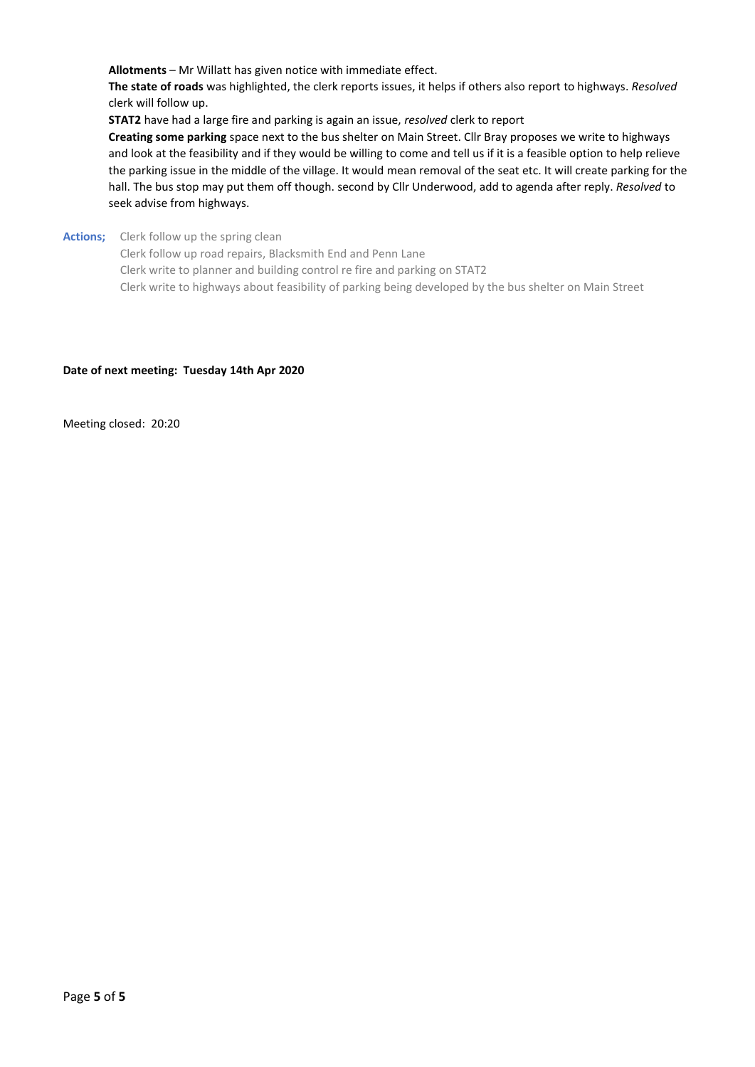**Allotments** – Mr Willatt has given notice with immediate effect.

**The state of roads** was highlighted, the clerk reports issues, it helps if others also report to highways. *Resolved* clerk will follow up.

**STAT2** have had a large fire and parking is again an issue, *resolved* clerk to report

**Creating some parking** space next to the bus shelter on Main Street. Cllr Bray proposes we write to highways and look at the feasibility and if they would be willing to come and tell us if it is a feasible option to help relieve the parking issue in the middle of the village. It would mean removal of the seat etc. It will create parking for the hall. The bus stop may put them off though. second by Cllr Underwood, add to agenda after reply. *Resolved* to seek advise from highways.

**Actions;** Clerk follow up the spring clean
Clerk follow up road repairs, Blacksmith End and Penn Lane
Clerk write to planner and building control re fire and parking on STAT2
Clerk write to highways about feasibility of parking being developed by the bus shelter on Main Street

**Date of next meeting: Tuesday 14th Apr 2020**

Meeting closed: 20:20